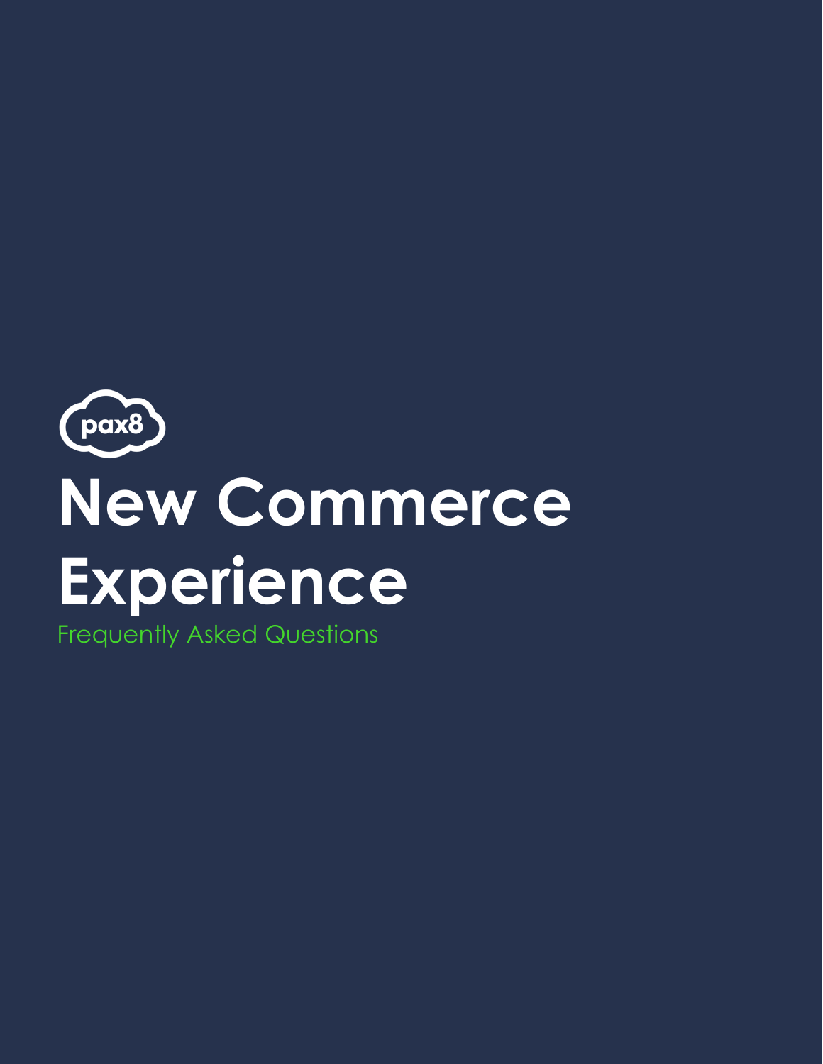pax8

# New Commerce Experience

Frequently Asked Questions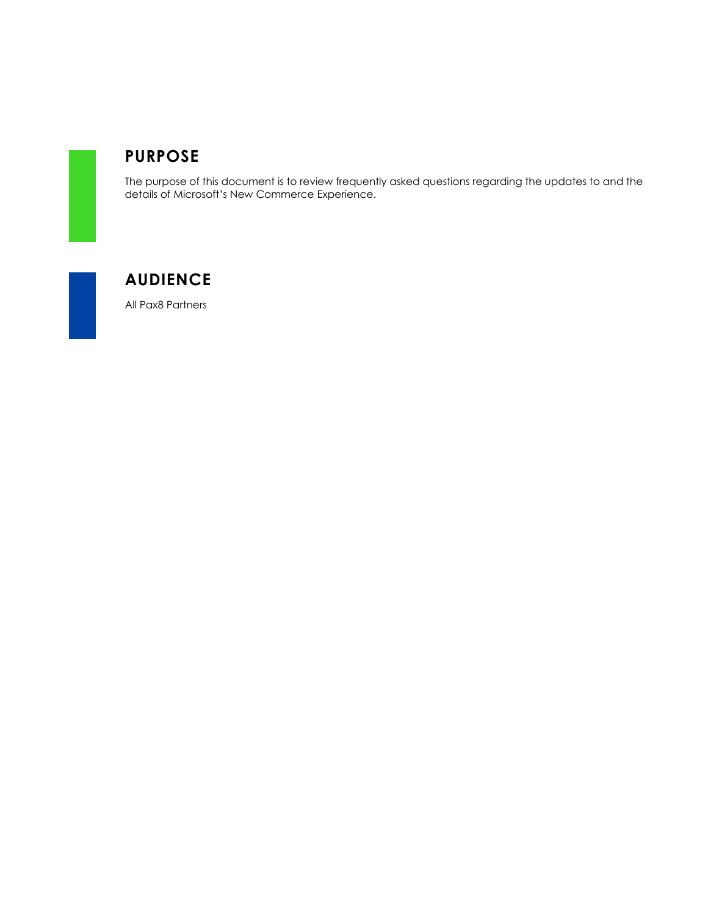## PURPOSE

The purpose of this document is to review frequently asked questions regarding the updates to and the details of Microsoft's New Commerce Experience.

## AUDIENCE

All Pax8 Partners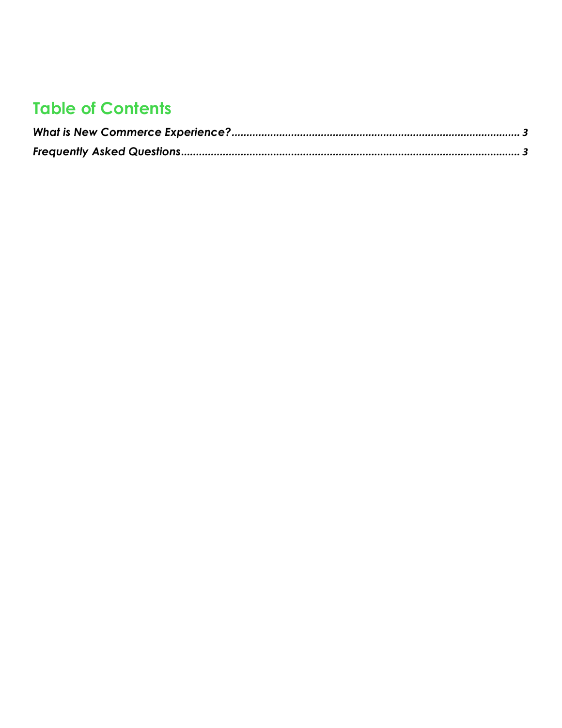## Table of Contents

*What is New Commerce Experience?* ............................................................................................... *3*

*Frequently Asked Questions* ............................................................................................................ *3*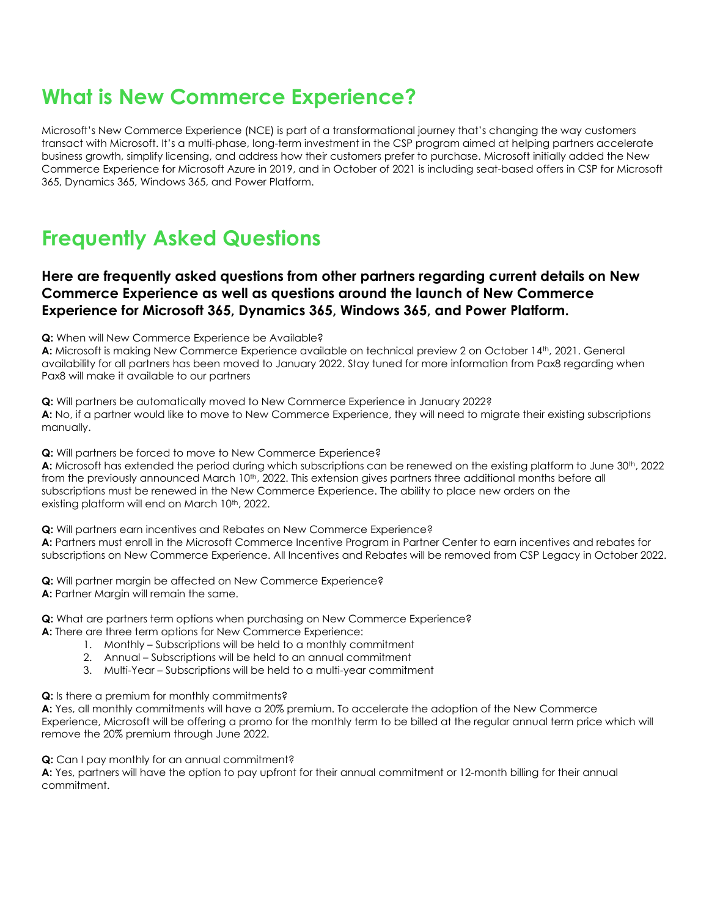# What is New Commerce Experience?

Microsoft's New Commerce Experience (NCE) is part of a transformational journey that's changing the way customers transact with Microsoft. It's a multi-phase, long-term investment in the CSP program aimed at helping partners accelerate business growth, simplify licensing, and address how their customers prefer to purchase. Microsoft initially added the New Commerce Experience for Microsoft Azure in 2019, and in October of 2021 is including seat-based offers in CSP for Microsoft 365, Dynamics 365, Windows 365, and Power Platform.

# Frequently Asked Questions

### Here are frequently asked questions from other partners regarding current details on New Commerce Experience as well as questions around the launch of New Commerce Experience for Microsoft 365, Dynamics 365, Windows 365, and Power Platform.

**Q:** When will New Commerce Experience be Available?
**A:** Microsoft is making New Commerce Experience available on technical preview 2 on October 14th, 2021. General availability for all partners has been moved to January 2022. Stay tuned for more information from Pax8 regarding when Pax8 will make it available to our partners

**Q:** Will partners be automatically moved to New Commerce Experience in January 2022?
**A:** No, if a partner would like to move to New Commerce Experience, they will need to migrate their existing subscriptions manually.

**Q:** Will partners be forced to move to New Commerce Experience?
**A:** Microsoft has extended the period during which subscriptions can be renewed on the existing platform to June 30th, 2022 from the previously announced March 10th, 2022. This extension gives partners three additional months before all subscriptions must be renewed in the New Commerce Experience. The ability to place new orders on the existing platform will end on March 10th, 2022.

**Q:** Will partners earn incentives and Rebates on New Commerce Experience?
**A:** Partners must enroll in the Microsoft Commerce Incentive Program in Partner Center to earn incentives and rebates for subscriptions on New Commerce Experience. All Incentives and Rebates will be removed from CSP Legacy in October 2022.

**Q:** Will partner margin be affected on New Commerce Experience?
**A:** Partner Margin will remain the same.

**Q:** What are partners term options when purchasing on New Commerce Experience?
**A:** There are three term options for New Commerce Experience:

1. Monthly – Subscriptions will be held to a monthly commitment
2. Annual – Subscriptions will be held to an annual commitment
3. Multi-Year – Subscriptions will be held to a multi-year commitment

**Q:** Is there a premium for monthly commitments?
**A:** Yes, all monthly commitments will have a 20% premium. To accelerate the adoption of the New Commerce Experience, Microsoft will be offering a promo for the monthly term to be billed at the regular annual term price which will remove the 20% premium through June 2022.

**Q:** Can I pay monthly for an annual commitment?
**A:** Yes, partners will have the option to pay upfront for their annual commitment or 12-month billing for their annual commitment.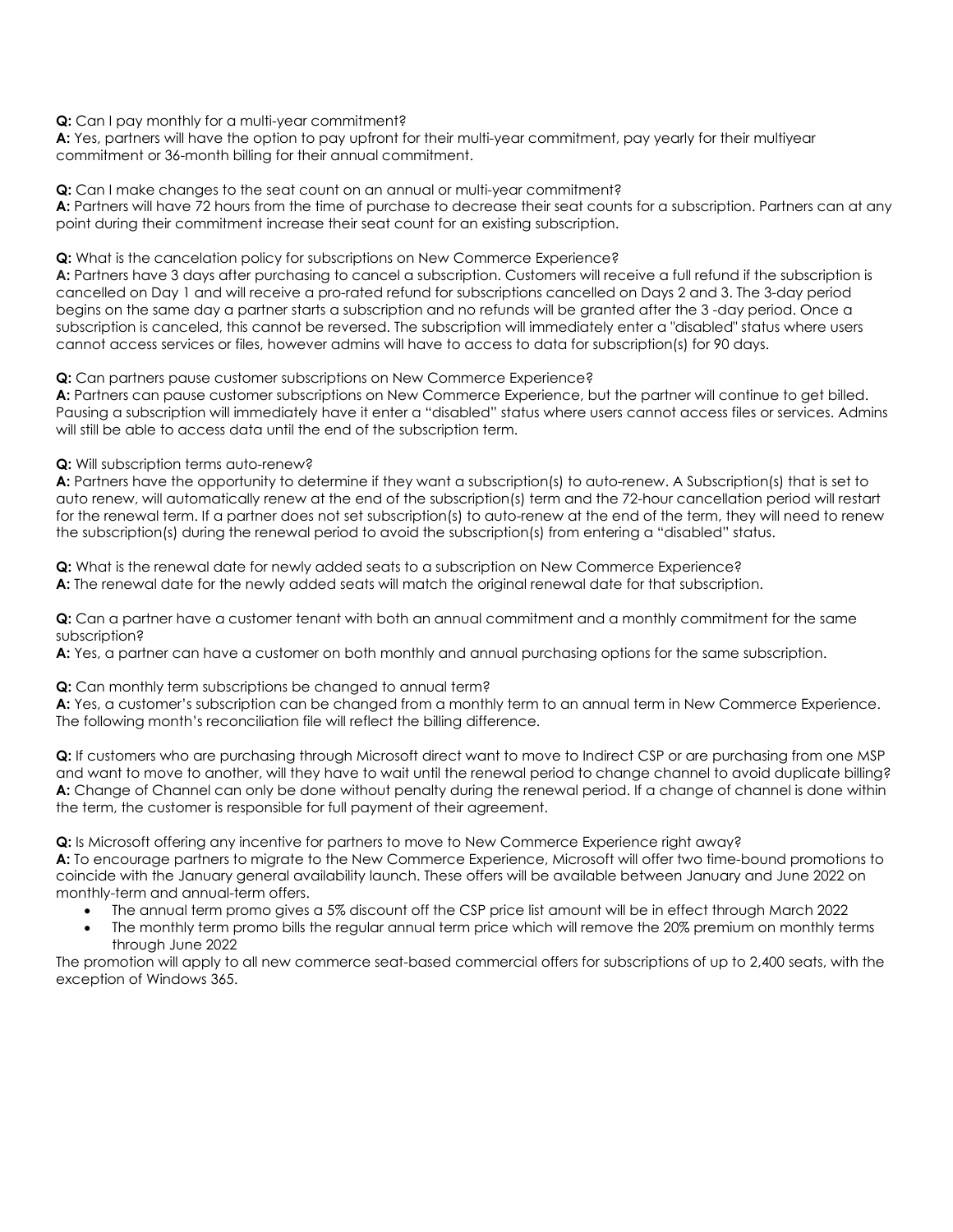**Q:** Can I pay monthly for a multi-year commitment?
**A:** Yes, partners will have the option to pay upfront for their multi-year commitment, pay yearly for their multiyear commitment or 36-month billing for their annual commitment.

**Q:** Can I make changes to the seat count on an annual or multi-year commitment?
**A:** Partners will have 72 hours from the time of purchase to decrease their seat counts for a subscription. Partners can at any point during their commitment increase their seat count for an existing subscription.

**Q:** What is the cancelation policy for subscriptions on New Commerce Experience?
**A:** Partners have 3 days after purchasing to cancel a subscription. Customers will receive a full refund if the subscription is cancelled on Day 1 and will receive a pro-rated refund for subscriptions cancelled on Days 2 and 3. The 3-day period begins on the same day a partner starts a subscription and no refunds will be granted after the 3 -day period. Once a subscription is canceled, this cannot be reversed. The subscription will immediately enter a "disabled" status where users cannot access services or files, however admins will have to access to data for subscription(s) for 90 days.

**Q:** Can partners pause customer subscriptions on New Commerce Experience?
**A:** Partners can pause customer subscriptions on New Commerce Experience, but the partner will continue to get billed. Pausing a subscription will immediately have it enter a "disabled" status where users cannot access files or services. Admins will still be able to access data until the end of the subscription term.

**Q:** Will subscription terms auto-renew?
**A:** Partners have the opportunity to determine if they want a subscription(s) to auto-renew. A Subscription(s) that is set to auto renew, will automatically renew at the end of the subscription(s) term and the 72-hour cancellation period will restart for the renewal term. If a partner does not set subscription(s) to auto-renew at the end of the term, they will need to renew the subscription(s) during the renewal period to avoid the subscription(s) from entering a "disabled" status.

**Q:** What is the renewal date for newly added seats to a subscription on New Commerce Experience?
**A:** The renewal date for the newly added seats will match the original renewal date for that subscription.

**Q:** Can a partner have a customer tenant with both an annual commitment and a monthly commitment for the same subscription?
**A:** Yes, a partner can have a customer on both monthly and annual purchasing options for the same subscription.

**Q:** Can monthly term subscriptions be changed to annual term?
**A:** Yes, a customer's subscription can be changed from a monthly term to an annual term in New Commerce Experience. The following month's reconciliation file will reflect the billing difference.

**Q:** If customers who are purchasing through Microsoft direct want to move to Indirect CSP or are purchasing from one MSP and want to move to another, will they have to wait until the renewal period to change channel to avoid duplicate billing?
**A:** Change of Channel can only be done without penalty during the renewal period. If a change of channel is done within the term, the customer is responsible for full payment of their agreement.

**Q:** Is Microsoft offering any incentive for partners to move to New Commerce Experience right away?
**A:** To encourage partners to migrate to the New Commerce Experience, Microsoft will offer two time-bound promotions to coincide with the January general availability launch. These offers will be available between January and June 2022 on monthly-term and annual-term offers.

- The annual term promo gives a 5% discount off the CSP price list amount will be in effect through March 2022
- The monthly term promo bills the regular annual term price which will remove the 20% premium on monthly terms through June 2022

The promotion will apply to all new commerce seat-based commercial offers for subscriptions of up to 2,400 seats, with the exception of Windows 365.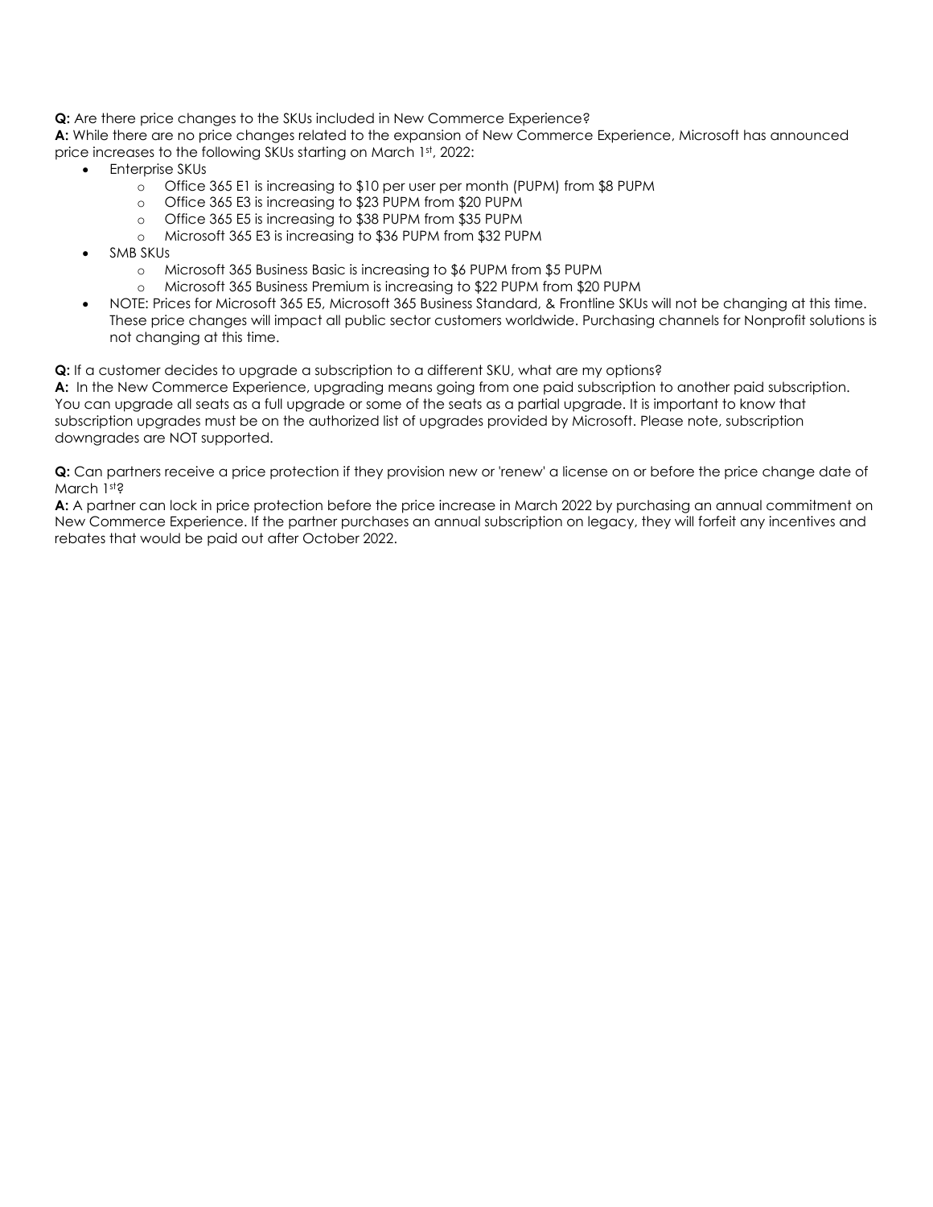**Q:** Are there price changes to the SKUs included in New Commerce Experience?

**A:** While there are no price changes related to the expansion of New Commerce Experience, Microsoft has announced price increases to the following SKUs starting on March 1st, 2022:

- Enterprise SKUs
  - Office 365 E1 is increasing to $10 per user per month (PUPM) from $8 PUPM
  - Office 365 E3 is increasing to $23 PUPM from $20 PUPM
  - Office 365 E5 is increasing to $38 PUPM from $35 PUPM
  - Microsoft 365 E3 is increasing to $36 PUPM from $32 PUPM
- SMB SKUs
  - Microsoft 365 Business Basic is increasing to $6 PUPM from $5 PUPM
  - Microsoft 365 Business Premium is increasing to $22 PUPM from $20 PUPM
- NOTE: Prices for Microsoft 365 E5, Microsoft 365 Business Standard, & Frontline SKUs will not be changing at this time. These price changes will impact all public sector customers worldwide. Purchasing channels for Nonprofit solutions is not changing at this time.

**Q:** If a customer decides to upgrade a subscription to a different SKU, what are my options?

**A:** In the New Commerce Experience, upgrading means going from one paid subscription to another paid subscription. You can upgrade all seats as a full upgrade or some of the seats as a partial upgrade. It is important to know that subscription upgrades must be on the authorized list of upgrades provided by Microsoft. Please note, subscription downgrades are NOT supported.

**Q:** Can partners receive a price protection if they provision new or 'renew' a license on or before the price change date of March 1st?

**A:** A partner can lock in price protection before the price increase in March 2022 by purchasing an annual commitment on New Commerce Experience. If the partner purchases an annual subscription on legacy, they will forfeit any incentives and rebates that would be paid out after October 2022.